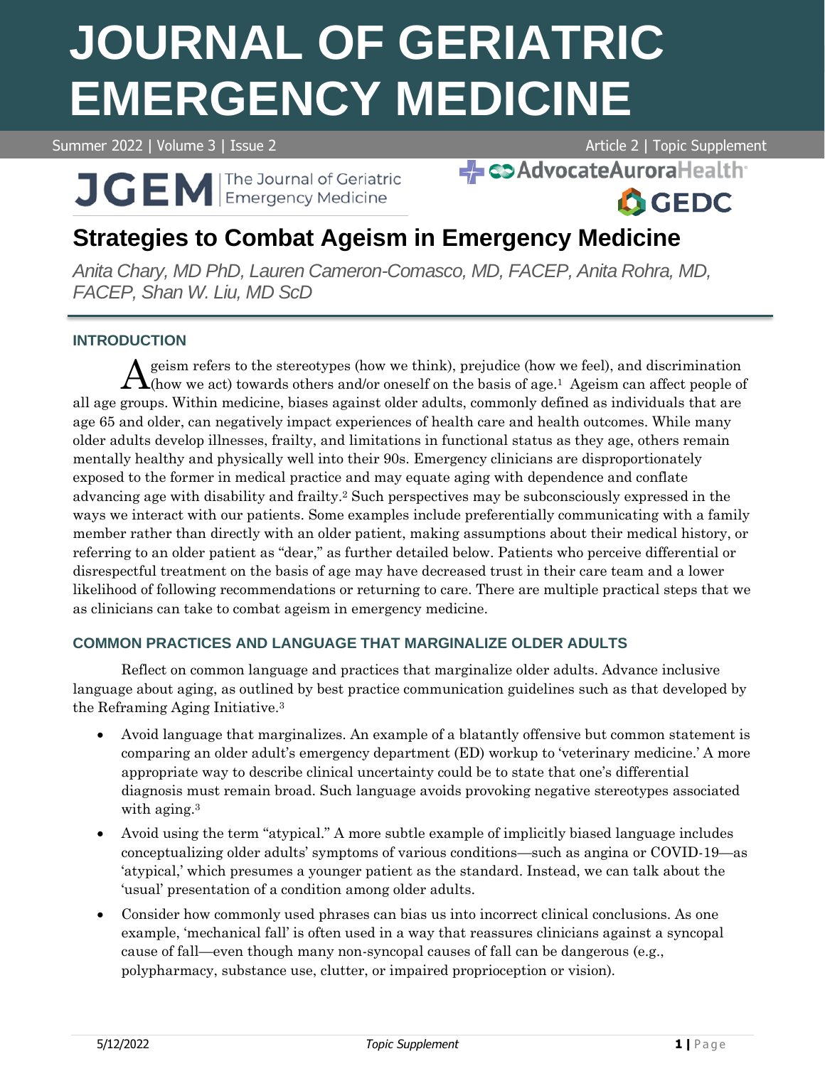# Strategies to Combat Ageism in Emergency Medicine

*Anita Chary, MD PhD, Lauren Cameron-Comasco, MD, FACEP, Anita Rohra, MD, FACEP, Shan W. Liu, MD ScD*

## INTRODUCTION

Ageism refers to the stereotypes (how we think), prejudice (how we feel), and discrimination (how we act) towards others and/or oneself on the basis of age.[1] Ageism can affect people of all age groups. Within medicine, biases against older adults, commonly defined as individuals that are age 65 and older, can negatively impact experiences of health care and health outcomes. While many older adults develop illnesses, frailty, and limitations in functional status as they age, others remain mentally healthy and physically well into their 90s. Emergency clinicians are disproportionately exposed to the former in medical practice and may equate aging with dependence and conflate advancing age with disability and frailty.[2] Such perspectives may be subconsciously expressed in the ways we interact with our patients. Some examples include preferentially communicating with a family member rather than directly with an older patient, making assumptions about their medical history, or referring to an older patient as "dear," as further detailed below. Patients who perceive differential or disrespectful treatment on the basis of age may have decreased trust in their care team and a lower likelihood of following recommendations or returning to care. There are multiple practical steps that we as clinicians can take to combat ageism in emergency medicine.

## COMMON PRACTICES AND LANGUAGE THAT MARGINALIZE OLDER ADULTS

Reflect on common language and practices that marginalize older adults. Advance inclusive language about aging, as outlined by best practice communication guidelines such as that developed by the Reframing Aging Initiative.[3]

- Avoid language that marginalizes. An example of a blatantly offensive but common statement is comparing an older adult's emergency department (ED) workup to 'veterinary medicine.' A more appropriate way to describe clinical uncertainty could be to state that one's differential diagnosis must remain broad. Such language avoids provoking negative stereotypes associated with aging.[3]
- Avoid using the term "atypical." A more subtle example of implicitly biased language includes conceptualizing older adults' symptoms of various conditions—such as angina or COVID-19—as 'atypical,' which presumes a younger patient as the standard. Instead, we can talk about the 'usual' presentation of a condition among older adults.
- Consider how commonly used phrases can bias us into incorrect clinical conclusions. As one example, 'mechanical fall' is often used in a way that reassures clinicians against a syncopal cause of fall—even though many non-syncopal causes of fall can be dangerous (e.g., polypharmacy, substance use, clutter, or impaired proprioception or vision).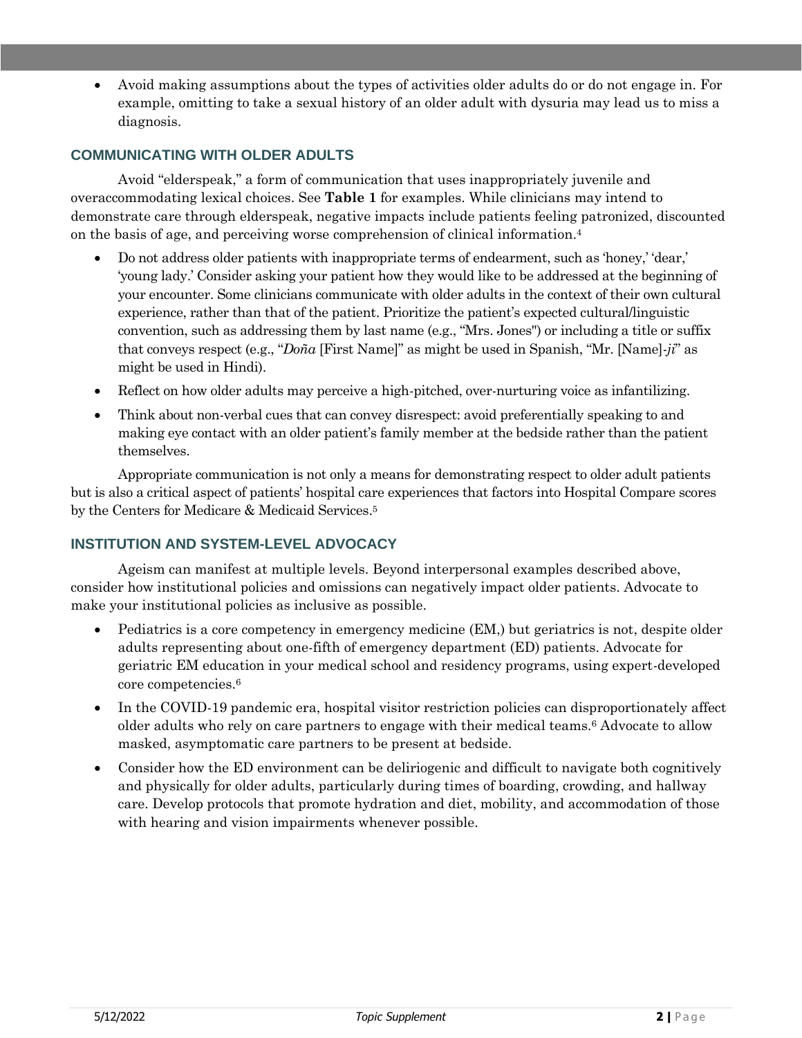- Avoid making assumptions about the types of activities older adults do or do not engage in. For example, omitting to take a sexual history of an older adult with dysuria may lead us to miss a diagnosis.

## COMMUNICATING WITH OLDER ADULTS

Avoid "elderspeak," a form of communication that uses inappropriately juvenile and overaccommodating lexical choices. See **Table 1** for examples. While clinicians may intend to demonstrate care through elderspeak, negative impacts include patients feeling patronized, discounted on the basis of age, and perceiving worse comprehension of clinical information.[4]

- Do not address older patients with inappropriate terms of endearment, such as 'honey,' 'dear,' 'young lady.' Consider asking your patient how they would like to be addressed at the beginning of your encounter. Some clinicians communicate with older adults in the context of their own cultural experience, rather than that of the patient. Prioritize the patient's expected cultural/linguistic convention, such as addressing them by last name (e.g., "Mrs. Jones") or including a title or suffix that conveys respect (e.g., "*Doña* [First Name]" as might be used in Spanish, "Mr. [Name]-*ji*" as might be used in Hindi).
- Reflect on how older adults may perceive a high-pitched, over-nurturing voice as infantilizing.
- Think about non-verbal cues that can convey disrespect: avoid preferentially speaking to and making eye contact with an older patient's family member at the bedside rather than the patient themselves.

Appropriate communication is not only a means for demonstrating respect to older adult patients but is also a critical aspect of patients' hospital care experiences that factors into Hospital Compare scores by the Centers for Medicare & Medicaid Services.[5]

## INSTITUTION AND SYSTEM-LEVEL ADVOCACY

Ageism can manifest at multiple levels. Beyond interpersonal examples described above, consider how institutional policies and omissions can negatively impact older patients. Advocate to make your institutional policies as inclusive as possible.

- Pediatrics is a core competency in emergency medicine (EM,) but geriatrics is not, despite older adults representing about one-fifth of emergency department (ED) patients. Advocate for geriatric EM education in your medical school and residency programs, using expert-developed core competencies.[6]
- In the COVID-19 pandemic era, hospital visitor restriction policies can disproportionately affect older adults who rely on care partners to engage with their medical teams.[6] Advocate to allow masked, asymptomatic care partners to be present at bedside.
- Consider how the ED environment can be deliriogenic and difficult to navigate both cognitively and physically for older adults, particularly during times of boarding, crowding, and hallway care. Develop protocols that promote hydration and diet, mobility, and accommodation of those with hearing and vision impairments whenever possible.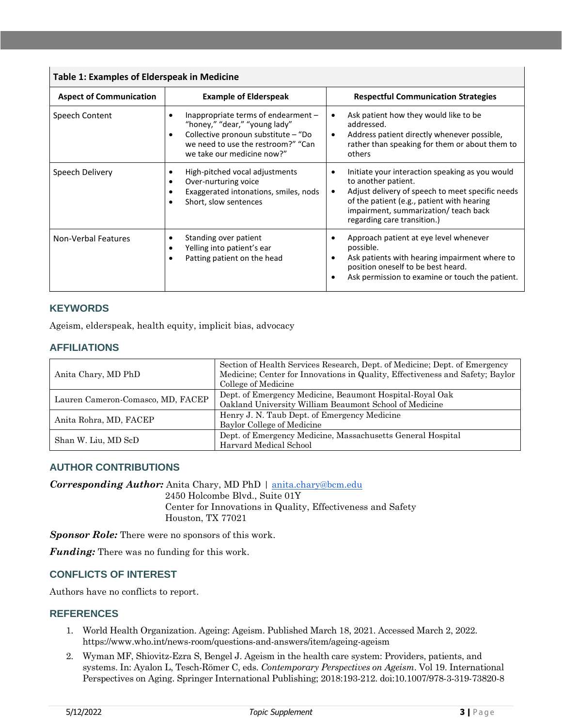**Table 1: Examples of Elderspeak in Medicine**

| Aspect of Communication | Example of Elderspeak | Respectful Communication Strategies |
|---|---|---|
| Speech Content | • Inappropriate terms of endearment – "honey," "dear," "young lady"<br>• Collective pronoun substitute – "Do we need to use the restroom?" "Can we take our medicine now?" | • Ask patient how they would like to be addressed.<br>• Address patient directly whenever possible, rather than speaking for them or about them to others |
| Speech Delivery | • High-pitched vocal adjustments<br>• Over-nurturing voice<br>• Exaggerated intonations, smiles, nods<br>• Short, slow sentences | • Initiate your interaction speaking as you would to another patient.<br>• Adjust delivery of speech to meet specific needs of the patient (e.g., patient with hearing impairment, summarization/ teach back regarding care transition.) |
| Non-Verbal Features | • Standing over patient<br>• Yelling into patient's ear<br>• Patting patient on the head | • Approach patient at eye level whenever possible.<br>• Ask patients with hearing impairment where to position oneself to be best heard.<br>• Ask permission to examine or touch the patient. |

## KEYWORDS

Ageism, elderspeak, health equity, implicit bias, advocacy

## AFFILIATIONS

| | |
|---|---|
| Anita Chary, MD PhD | Section of Health Services Research, Dept. of Medicine; Dept. of Emergency Medicine; Center for Innovations in Quality, Effectiveness and Safety; Baylor College of Medicine |
| Lauren Cameron-Comasco, MD, FACEP | Dept. of Emergency Medicine, Beaumont Hospital-Royal Oak<br>Oakland University William Beaumont School of Medicine |
| Anita Rohra, MD, FACEP | Henry J. N. Taub Dept. of Emergency Medicine<br>Baylor College of Medicine |
| Shan W. Liu, MD ScD | Dept. of Emergency Medicine, Massachusetts General Hospital<br>Harvard Medical School |

## AUTHOR CONTRIBUTIONS

***Corresponding Author:*** Anita Chary, MD PhD | anita.chary@bcm.edu
2450 Holcombe Blvd., Suite 01Y
Center for Innovations in Quality, Effectiveness and Safety
Houston, TX 77021

***Sponsor Role:*** There were no sponsors of this work.

***Funding:*** There was no funding for this work.

## CONFLICTS OF INTEREST

Authors have no conflicts to report.

## REFERENCES

1. World Health Organization. Ageing: Ageism. Published March 18, 2021. Accessed March 2, 2022. https://www.who.int/news-room/questions-and-answers/item/ageing-ageism
2. Wyman MF, Shiovitz-Ezra S, Bengel J. Ageism in the health care system: Providers, patients, and systems. In: Ayalon L, Tesch-Römer C, eds. *Contemporary Perspectives on Ageism*. Vol 19. International Perspectives on Aging. Springer International Publishing; 2018:193-212. doi:10.1007/978-3-319-73820-8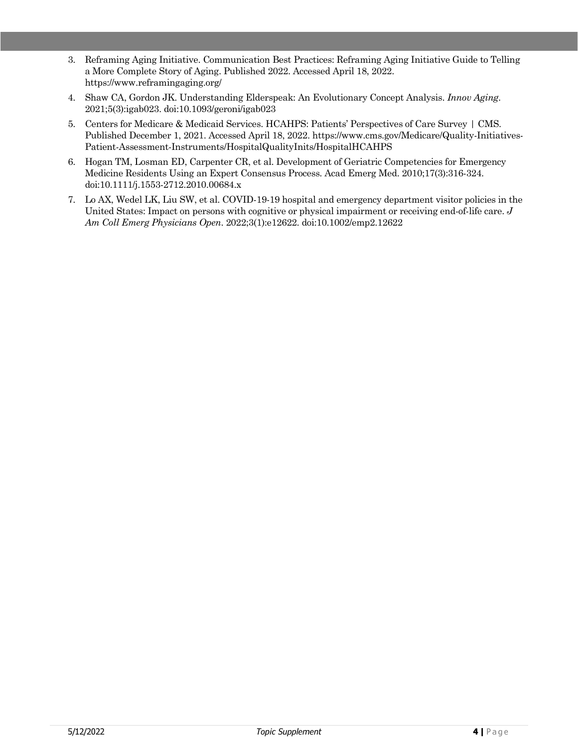3. Reframing Aging Initiative. Communication Best Practices: Reframing Aging Initiative Guide to Telling a More Complete Story of Aging. Published 2022. Accessed April 18, 2022. https://www.reframingaging.org/
4. Shaw CA, Gordon JK. Understanding Elderspeak: An Evolutionary Concept Analysis. *Innov Aging*. 2021;5(3):igab023. doi:10.1093/geroni/igab023
5. Centers for Medicare & Medicaid Services. HCAHPS: Patients' Perspectives of Care Survey | CMS. Published December 1, 2021. Accessed April 18, 2022. https://www.cms.gov/Medicare/Quality-Initiatives-Patient-Assessment-Instruments/HospitalQualityInits/HospitalHCAHPS
6. Hogan TM, Losman ED, Carpenter CR, et al. Development of Geriatric Competencies for Emergency Medicine Residents Using an Expert Consensus Process. Acad Emerg Med. 2010;17(3):316-324. doi:10.1111/j.1553-2712.2010.00684.x
7. Lo AX, Wedel LK, Liu SW, et al. COVID-19-19 hospital and emergency department visitor policies in the United States: Impact on persons with cognitive or physical impairment or receiving end-of-life care. *J Am Coll Emerg Physicians Open*. 2022;3(1):e12622. doi:10.1002/emp2.12622